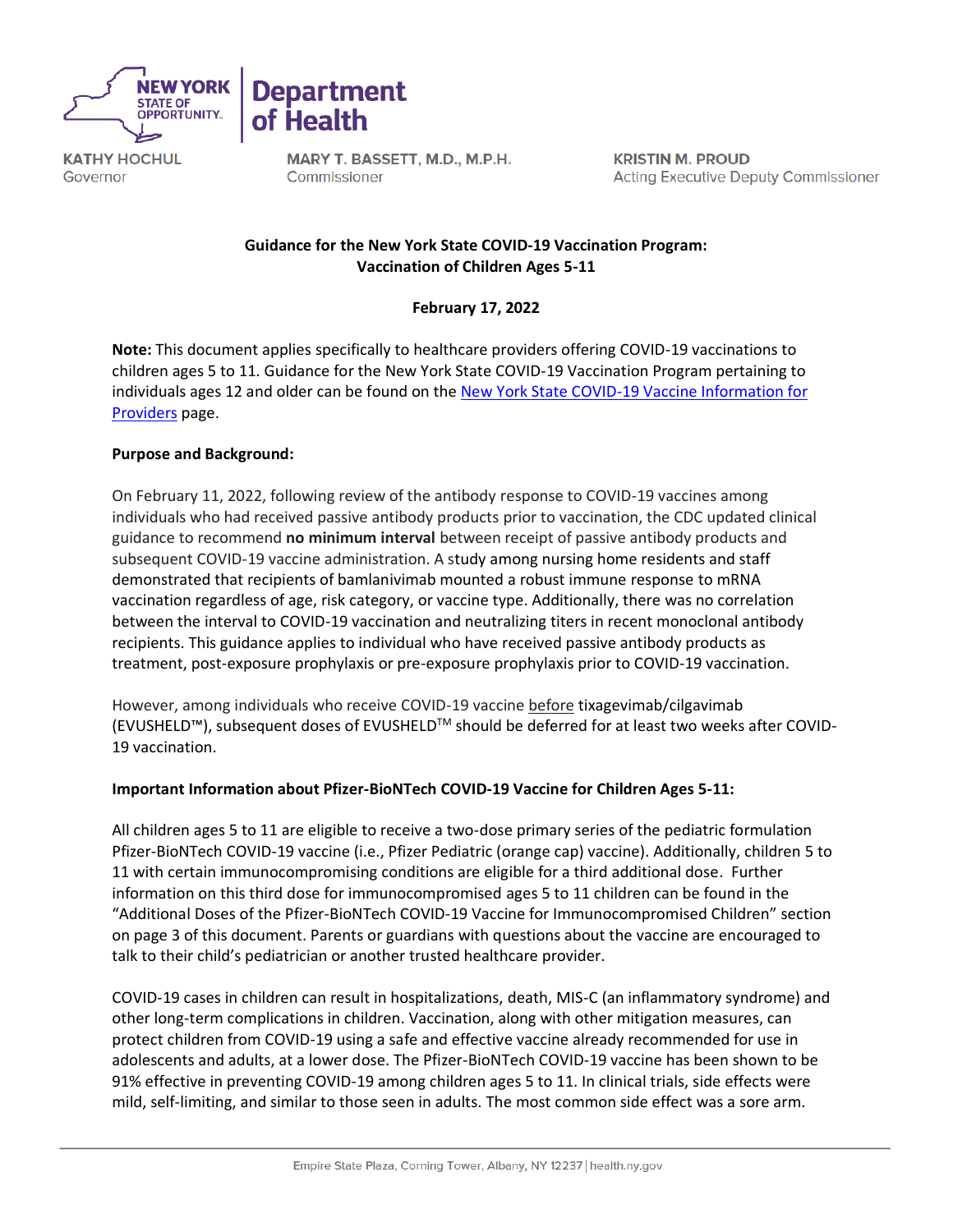NEW YORK STATE OF OPPORTUNITY. | Department of Health

KATHY HOCHUL
Governor

MARY T. BASSETT, M.D., M.P.H.
Commissioner

KRISTIN M. PROUD
Acting Executive Deputy Commissioner

# Guidance for the New York State COVID-19 Vaccination Program: Vaccination of Children Ages 5-11

**February 17, 2022**

**Note:** This document applies specifically to healthcare providers offering COVID-19 vaccinations to children ages 5 to 11. Guidance for the New York State COVID-19 Vaccination Program pertaining to individuals ages 12 and older can be found on the New York State COVID-19 Vaccine Information for Providers page.

## Purpose and Background:

On February 11, 2022, following review of the antibody response to COVID-19 vaccines among individuals who had received passive antibody products prior to vaccination, the CDC updated clinical guidance to recommend **no minimum interval** between receipt of passive antibody products and subsequent COVID-19 vaccine administration. A study among nursing home residents and staff demonstrated that recipients of bamlanivimab mounted a robust immune response to mRNA vaccination regardless of age, risk category, or vaccine type. Additionally, there was no correlation between the interval to COVID-19 vaccination and neutralizing titers in recent monoclonal antibody recipients. This guidance applies to individual who have received passive antibody products as treatment, post-exposure prophylaxis or pre-exposure prophylaxis prior to COVID-19 vaccination.

However, among individuals who receive COVID-19 vaccine before tixagevimab/cilgavimab (EVUSHELD™), subsequent doses of EVUSHELD™ should be deferred for at least two weeks after COVID-19 vaccination.

## Important Information about Pfizer-BioNTech COVID-19 Vaccine for Children Ages 5-11:

All children ages 5 to 11 are eligible to receive a two-dose primary series of the pediatric formulation Pfizer-BioNTech COVID-19 vaccine (i.e., Pfizer Pediatric (orange cap) vaccine). Additionally, children 5 to 11 with certain immunocompromising conditions are eligible for a third additional dose. Further information on this third dose for immunocompromised ages 5 to 11 children can be found in the "Additional Doses of the Pfizer-BioNTech COVID-19 Vaccine for Immunocompromised Children" section on page 3 of this document. Parents or guardians with questions about the vaccine are encouraged to talk to their child's pediatrician or another trusted healthcare provider.

COVID-19 cases in children can result in hospitalizations, death, MIS-C (an inflammatory syndrome) and other long-term complications in children. Vaccination, along with other mitigation measures, can protect children from COVID-19 using a safe and effective vaccine already recommended for use in adolescents and adults, at a lower dose. The Pfizer-BioNTech COVID-19 vaccine has been shown to be 91% effective in preventing COVID-19 among children ages 5 to 11. In clinical trials, side effects were mild, self-limiting, and similar to those seen in adults. The most common side effect was a sore arm.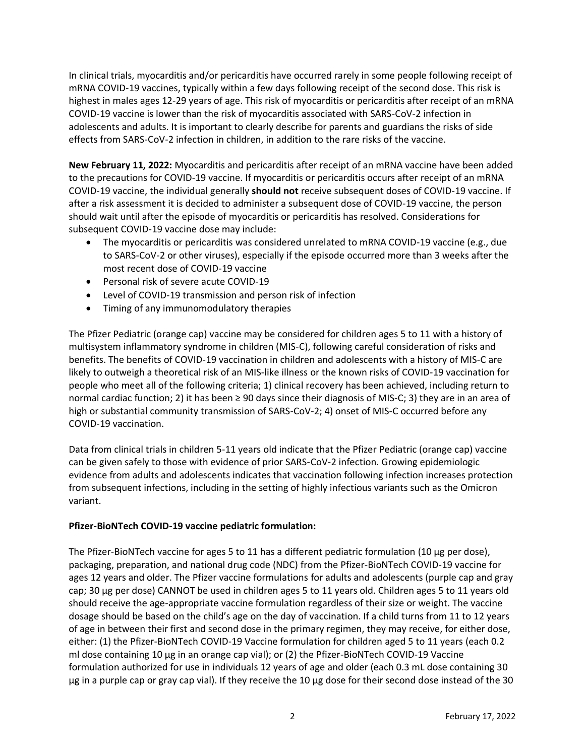In clinical trials, myocarditis and/or pericarditis have occurred rarely in some people following receipt of mRNA COVID-19 vaccines, typically within a few days following receipt of the second dose. This risk is highest in males ages 12-29 years of age. This risk of myocarditis or pericarditis after receipt of an mRNA COVID-19 vaccine is lower than the risk of myocarditis associated with SARS-CoV-2 infection in adolescents and adults. It is important to clearly describe for parents and guardians the risks of side effects from SARS-CoV-2 infection in children, in addition to the rare risks of the vaccine.

**New February 11, 2022:** Myocarditis and pericarditis after receipt of an mRNA vaccine have been added to the precautions for COVID-19 vaccine. If myocarditis or pericarditis occurs after receipt of an mRNA COVID-19 vaccine, the individual generally **should not** receive subsequent doses of COVID-19 vaccine. If after a risk assessment it is decided to administer a subsequent dose of COVID-19 vaccine, the person should wait until after the episode of myocarditis or pericarditis has resolved. Considerations for subsequent COVID-19 vaccine dose may include:

- The myocarditis or pericarditis was considered unrelated to mRNA COVID-19 vaccine (e.g., due to SARS-CoV-2 or other viruses), especially if the episode occurred more than 3 weeks after the most recent dose of COVID-19 vaccine
- Personal risk of severe acute COVID-19
- Level of COVID-19 transmission and person risk of infection
- Timing of any immunomodulatory therapies

The Pfizer Pediatric (orange cap) vaccine may be considered for children ages 5 to 11 with a history of multisystem inflammatory syndrome in children (MIS-C), following careful consideration of risks and benefits. The benefits of COVID-19 vaccination in children and adolescents with a history of MIS-C are likely to outweigh a theoretical risk of an MIS-like illness or the known risks of COVID-19 vaccination for people who meet all of the following criteria; 1) clinical recovery has been achieved, including return to normal cardiac function; 2) it has been ≥ 90 days since their diagnosis of MIS-C; 3) they are in an area of high or substantial community transmission of SARS-CoV-2; 4) onset of MIS-C occurred before any COVID-19 vaccination.

Data from clinical trials in children 5-11 years old indicate that the Pfizer Pediatric (orange cap) vaccine can be given safely to those with evidence of prior SARS-CoV-2 infection. Growing epidemiologic evidence from adults and adolescents indicates that vaccination following infection increases protection from subsequent infections, including in the setting of highly infectious variants such as the Omicron variant.

**Pfizer-BioNTech COVID-19 vaccine pediatric formulation:**

The Pfizer-BioNTech vaccine for ages 5 to 11 has a different pediatric formulation (10 µg per dose), packaging, preparation, and national drug code (NDC) from the Pfizer-BioNTech COVID-19 vaccine for ages 12 years and older. The Pfizer vaccine formulations for adults and adolescents (purple cap and gray cap; 30 µg per dose) CANNOT be used in children ages 5 to 11 years old. Children ages 5 to 11 years old should receive the age-appropriate vaccine formulation regardless of their size or weight. The vaccine dosage should be based on the child's age on the day of vaccination. If a child turns from 11 to 12 years of age in between their first and second dose in the primary regimen, they may receive, for either dose, either: (1) the Pfizer-BioNTech COVID-19 Vaccine formulation for children aged 5 to 11 years (each 0.2 ml dose containing 10 µg in an orange cap vial); or (2) the Pfizer-BioNTech COVID-19 Vaccine formulation authorized for use in individuals 12 years of age and older (each 0.3 mL dose containing 30 µg in a purple cap or gray cap vial). If they receive the 10 µg dose for their second dose instead of the 30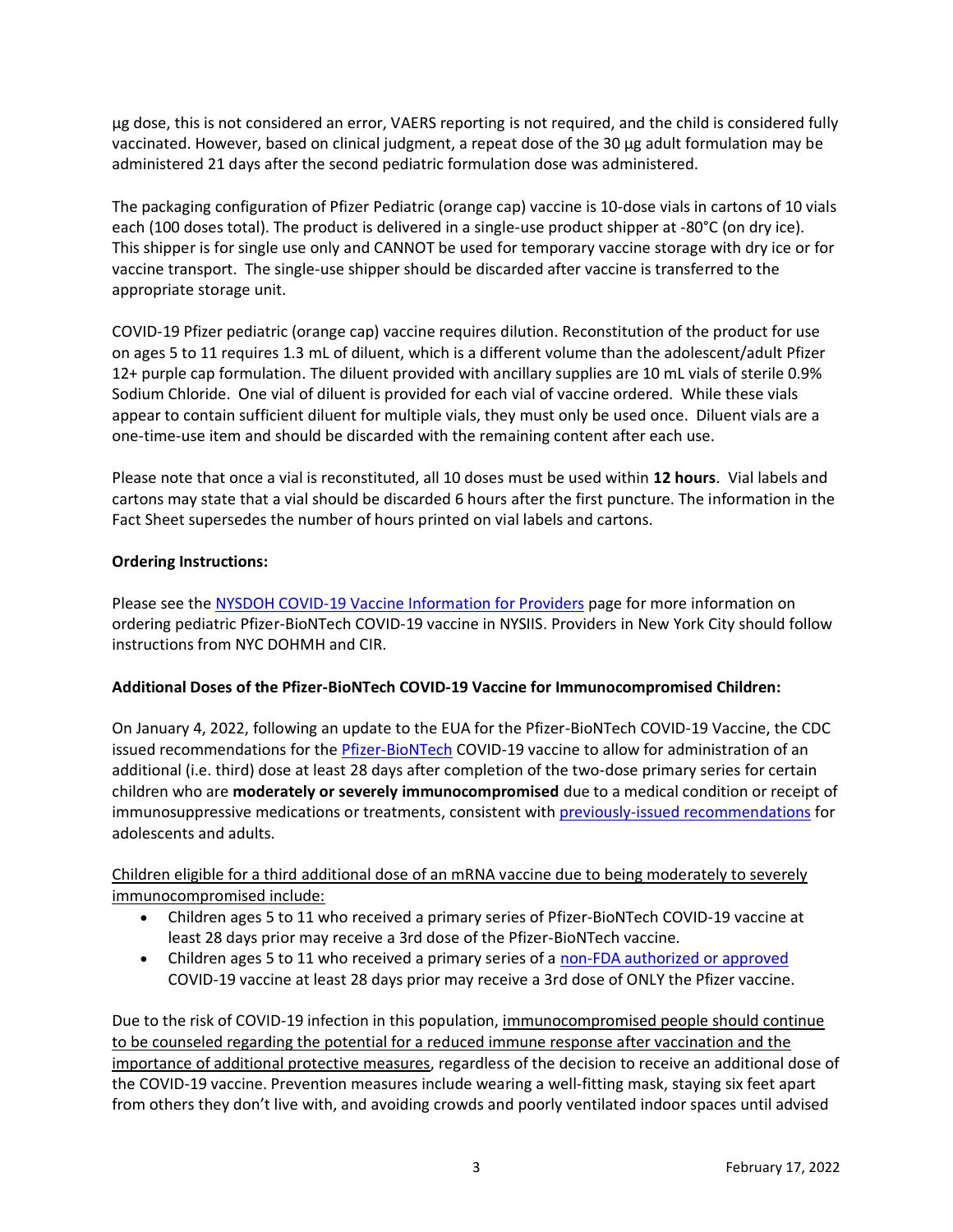µg dose, this is not considered an error, VAERS reporting is not required, and the child is considered fully vaccinated. However, based on clinical judgment, a repeat dose of the 30 µg adult formulation may be administered 21 days after the second pediatric formulation dose was administered.

The packaging configuration of Pfizer Pediatric (orange cap) vaccine is 10-dose vials in cartons of 10 vials each (100 doses total). The product is delivered in a single-use product shipper at -80°C (on dry ice). This shipper is for single use only and CANNOT be used for temporary vaccine storage with dry ice or for vaccine transport. The single-use shipper should be discarded after vaccine is transferred to the appropriate storage unit.

COVID-19 Pfizer pediatric (orange cap) vaccine requires dilution. Reconstitution of the product for use on ages 5 to 11 requires 1.3 mL of diluent, which is a different volume than the adolescent/adult Pfizer 12+ purple cap formulation. The diluent provided with ancillary supplies are 10 mL vials of sterile 0.9% Sodium Chloride. One vial of diluent is provided for each vial of vaccine ordered. While these vials appear to contain sufficient diluent for multiple vials, they must only be used once. Diluent vials are a one-time-use item and should be discarded with the remaining content after each use.

Please note that once a vial is reconstituted, all 10 doses must be used within **12 hours**. Vial labels and cartons may state that a vial should be discarded 6 hours after the first puncture. The information in the Fact Sheet supersedes the number of hours printed on vial labels and cartons.

**Ordering Instructions:**

Please see the NYSDOH COVID-19 Vaccine Information for Providers page for more information on ordering pediatric Pfizer-BioNTech COVID-19 vaccine in NYSIIS. Providers in New York City should follow instructions from NYC DOHMH and CIR.

**Additional Doses of the Pfizer-BioNTech COVID-19 Vaccine for Immunocompromised Children:**

On January 4, 2022, following an update to the EUA for the Pfizer-BioNTech COVID-19 Vaccine, the CDC issued recommendations for the Pfizer-BioNTech COVID-19 vaccine to allow for administration of an additional (i.e. third) dose at least 28 days after completion of the two-dose primary series for certain children who are **moderately or severely immunocompromised** due to a medical condition or receipt of immunosuppressive medications or treatments, consistent with previously-issued recommendations for adolescents and adults.

Children eligible for a third additional dose of an mRNA vaccine due to being moderately to severely immunocompromised include:

- Children ages 5 to 11 who received a primary series of Pfizer-BioNTech COVID-19 vaccine at least 28 days prior may receive a 3rd dose of the Pfizer-BioNTech vaccine.
- Children ages 5 to 11 who received a primary series of a non-FDA authorized or approved COVID-19 vaccine at least 28 days prior may receive a 3rd dose of ONLY the Pfizer vaccine.

Due to the risk of COVID-19 infection in this population, immunocompromised people should continue to be counseled regarding the potential for a reduced immune response after vaccination and the importance of additional protective measures, regardless of the decision to receive an additional dose of the COVID-19 vaccine. Prevention measures include wearing a well-fitting mask, staying six feet apart from others they don't live with, and avoiding crowds and poorly ventilated indoor spaces until advised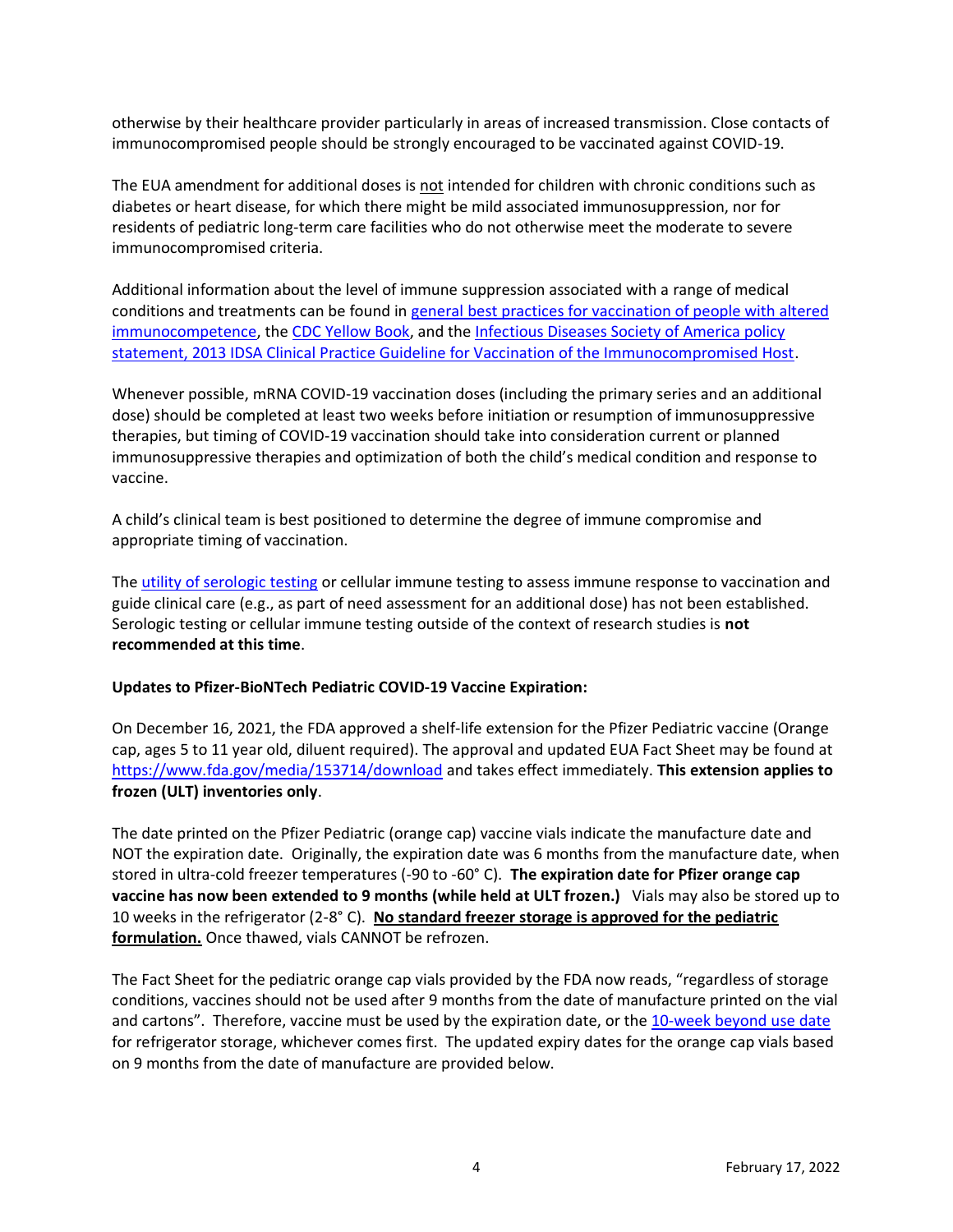otherwise by their healthcare provider particularly in areas of increased transmission. Close contacts of immunocompromised people should be strongly encouraged to be vaccinated against COVID-19.

The EUA amendment for additional doses is not intended for children with chronic conditions such as diabetes or heart disease, for which there might be mild associated immunosuppression, nor for residents of pediatric long-term care facilities who do not otherwise meet the moderate to severe immunocompromised criteria.

Additional information about the level of immune suppression associated with a range of medical conditions and treatments can be found in general best practices for vaccination of people with altered immunocompetence, the CDC Yellow Book, and the Infectious Diseases Society of America policy statement, 2013 IDSA Clinical Practice Guideline for Vaccination of the Immunocompromised Host.

Whenever possible, mRNA COVID-19 vaccination doses (including the primary series and an additional dose) should be completed at least two weeks before initiation or resumption of immunosuppressive therapies, but timing of COVID-19 vaccination should take into consideration current or planned immunosuppressive therapies and optimization of both the child's medical condition and response to vaccine.

A child's clinical team is best positioned to determine the degree of immune compromise and appropriate timing of vaccination.

The utility of serologic testing or cellular immune testing to assess immune response to vaccination and guide clinical care (e.g., as part of need assessment for an additional dose) has not been established. Serologic testing or cellular immune testing outside of the context of research studies is **not recommended at this time**.

**Updates to Pfizer-BioNTech Pediatric COVID-19 Vaccine Expiration:**

On December 16, 2021, the FDA approved a shelf-life extension for the Pfizer Pediatric vaccine (Orange cap, ages 5 to 11 year old, diluent required). The approval and updated EUA Fact Sheet may be found at https://www.fda.gov/media/153714/download and takes effect immediately. **This extension applies to frozen (ULT) inventories only**.

The date printed on the Pfizer Pediatric (orange cap) vaccine vials indicate the manufacture date and NOT the expiration date. Originally, the expiration date was 6 months from the manufacture date, when stored in ultra-cold freezer temperatures (-90 to -60° C). **The expiration date for Pfizer orange cap vaccine has now been extended to 9 months (while held at ULT frozen.)** Vials may also be stored up to 10 weeks in the refrigerator (2-8° C). **No standard freezer storage is approved for the pediatric formulation.** Once thawed, vials CANNOT be refrozen.

The Fact Sheet for the pediatric orange cap vials provided by the FDA now reads, "regardless of storage conditions, vaccines should not be used after 9 months from the date of manufacture printed on the vial and cartons". Therefore, vaccine must be used by the expiration date, or the 10-week beyond use date for refrigerator storage, whichever comes first. The updated expiry dates for the orange cap vials based on 9 months from the date of manufacture are provided below.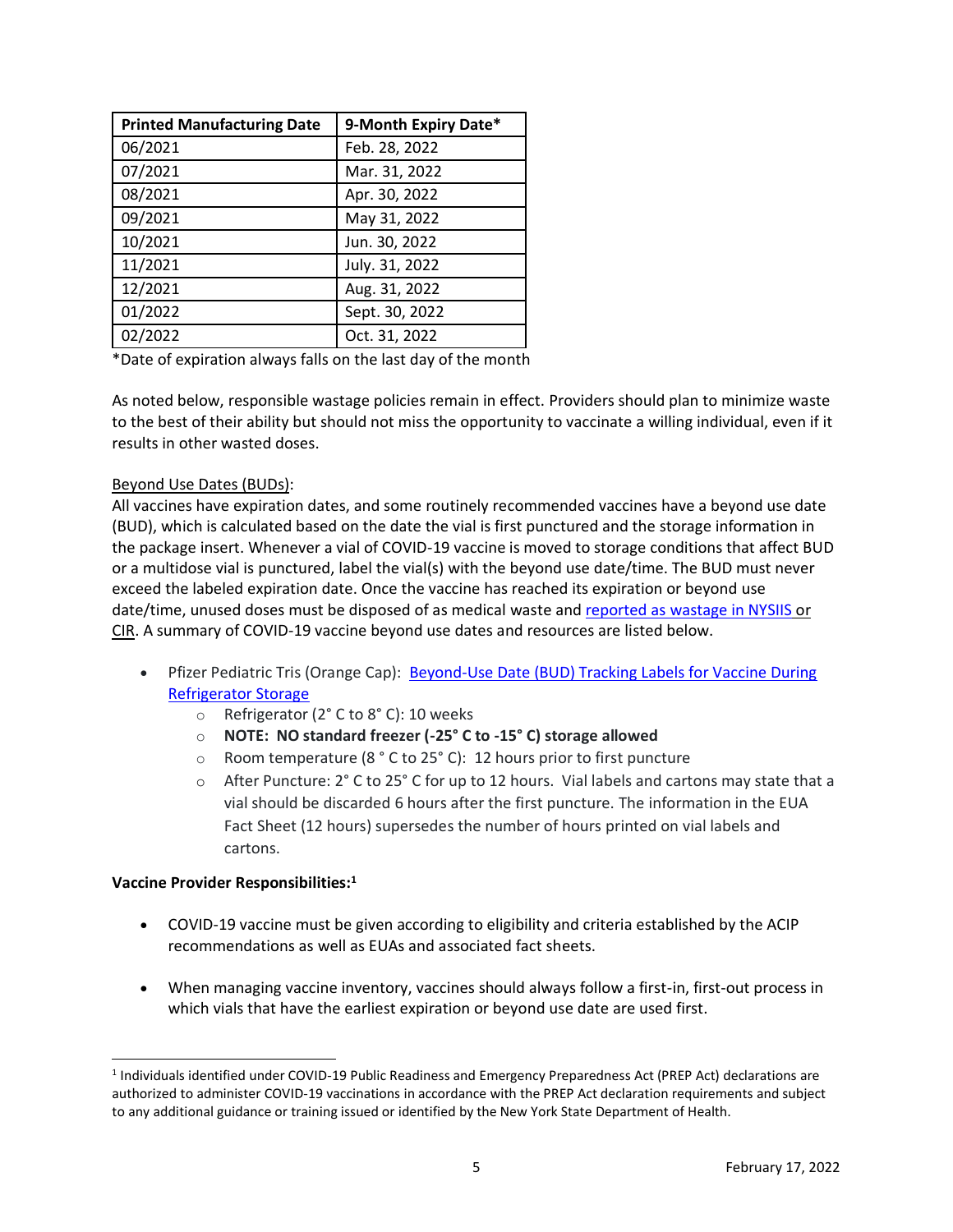| Printed Manufacturing Date | 9-Month Expiry Date* |
|---|---|
| 06/2021 | Feb. 28, 2022 |
| 07/2021 | Mar. 31, 2022 |
| 08/2021 | Apr. 30, 2022 |
| 09/2021 | May 31, 2022 |
| 10/2021 | Jun. 30, 2022 |
| 11/2021 | July. 31, 2022 |
| 12/2021 | Aug. 31, 2022 |
| 01/2022 | Sept. 30, 2022 |
| 02/2022 | Oct. 31, 2022 |

*Date of expiration always falls on the last day of the month

As noted below, responsible wastage policies remain in effect. Providers should plan to minimize waste to the best of their ability but should not miss the opportunity to vaccinate a willing individual, even if it results in other wasted doses.

Beyond Use Dates (BUDs):
All vaccines have expiration dates, and some routinely recommended vaccines have a beyond use date (BUD), which is calculated based on the date the vial is first punctured and the storage information in the package insert. Whenever a vial of COVID-19 vaccine is moved to storage conditions that affect BUD or a multidose vial is punctured, label the vial(s) with the beyond use date/time. The BUD must never exceed the labeled expiration date. Once the vaccine has reached its expiration or beyond use date/time, unused doses must be disposed of as medical waste and reported as wastage in NYSIIS or CIR. A summary of COVID-19 vaccine beyond use dates and resources are listed below.

- Pfizer Pediatric Tris (Orange Cap): Beyond-Use Date (BUD) Tracking Labels for Vaccine During Refrigerator Storage
  - Refrigerator (2° C to 8° C): 10 weeks
  - **NOTE: NO standard freezer (-25° C to -15° C) storage allowed**
  - Room temperature (8 ° C to 25° C): 12 hours prior to first puncture
  - After Puncture: 2° C to 25° C for up to 12 hours. Vial labels and cartons may state that a vial should be discarded 6 hours after the first puncture. The information in the EUA Fact Sheet (12 hours) supersedes the number of hours printed on vial labels and cartons.

**Vaccine Provider Responsibilities:[1]**

- COVID-19 vaccine must be given according to eligibility and criteria established by the ACIP recommendations as well as EUAs and associated fact sheets.

- When managing vaccine inventory, vaccines should always follow a first-in, first-out process in which vials that have the earliest expiration or beyond use date are used first.

[1] Individuals identified under COVID-19 Public Readiness and Emergency Preparedness Act (PREP Act) declarations are authorized to administer COVID-19 vaccinations in accordance with the PREP Act declaration requirements and subject to any additional guidance or training issued or identified by the New York State Department of Health.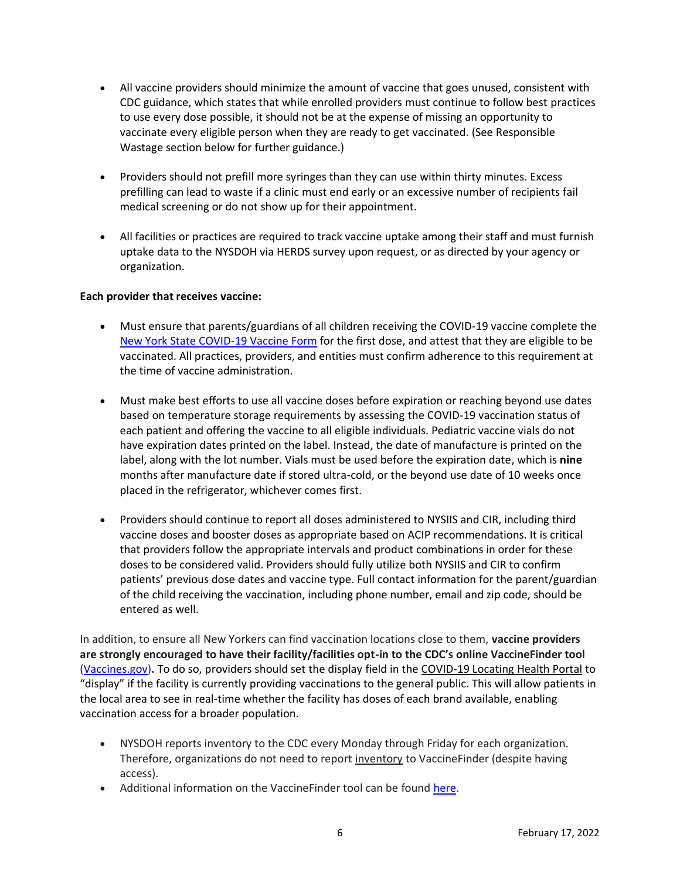- All vaccine providers should minimize the amount of vaccine that goes unused, consistent with CDC guidance, which states that while enrolled providers must continue to follow best practices to use every dose possible, it should not be at the expense of missing an opportunity to vaccinate every eligible person when they are ready to get vaccinated. (See Responsible Wastage section below for further guidance.)

- Providers should not prefill more syringes than they can use within thirty minutes. Excess prefilling can lead to waste if a clinic must end early or an excessive number of recipients fail medical screening or do not show up for their appointment.

- All facilities or practices are required to track vaccine uptake among their staff and must furnish uptake data to the NYSDOH via HERDS survey upon request, or as directed by your agency or organization.

**Each provider that receives vaccine:**

- Must ensure that parents/guardians of all children receiving the COVID-19 vaccine complete the New York State COVID-19 Vaccine Form for the first dose, and attest that they are eligible to be vaccinated. All practices, providers, and entities must confirm adherence to this requirement at the time of vaccine administration.

- Must make best efforts to use all vaccine doses before expiration or reaching beyond use dates based on temperature storage requirements by assessing the COVID-19 vaccination status of each patient and offering the vaccine to all eligible individuals. Pediatric vaccine vials do not have expiration dates printed on the label. Instead, the date of manufacture is printed on the label, along with the lot number. Vials must be used before the expiration date, which is **nine** months after manufacture date if stored ultra-cold, or the beyond use date of 10 weeks once placed in the refrigerator, whichever comes first.

- Providers should continue to report all doses administered to NYSIIS and CIR, including third vaccine doses and booster doses as appropriate based on ACIP recommendations. It is critical that providers follow the appropriate intervals and product combinations in order for these doses to be considered valid. Providers should fully utilize both NYSIIS and CIR to confirm patients' previous dose dates and vaccine type. Full contact information for the parent/guardian of the child receiving the vaccination, including phone number, email and zip code, should be entered as well.

In addition, to ensure all New Yorkers can find vaccination locations close to them, **vaccine providers are strongly encouraged to have their facility/facilities opt-in to the CDC's online VaccineFinder tool** (Vaccines.gov)**.** To do so, providers should set the display field in the COVID-19 Locating Health Portal to "display" if the facility is currently providing vaccinations to the general public. This will allow patients in the local area to see in real-time whether the facility has doses of each brand available, enabling vaccination access for a broader population.

- NYSDOH reports inventory to the CDC every Monday through Friday for each organization. Therefore, organizations do not need to report inventory to VaccineFinder (despite having access).
- Additional information on the VaccineFinder tool can be found here.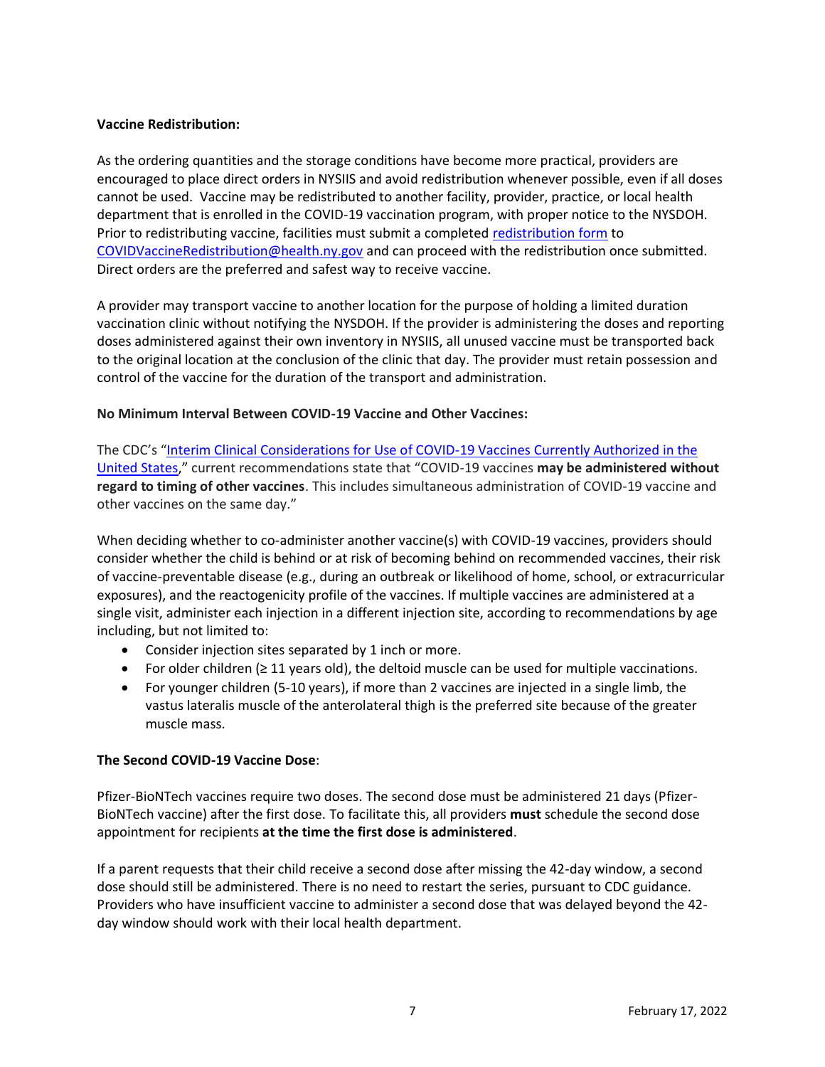**Vaccine Redistribution:**

As the ordering quantities and the storage conditions have become more practical, providers are encouraged to place direct orders in NYSIIS and avoid redistribution whenever possible, even if all doses cannot be used. Vaccine may be redistributed to another facility, provider, practice, or local health department that is enrolled in the COVID-19 vaccination program, with proper notice to the NYSDOH. Prior to redistributing vaccine, facilities must submit a completed redistribution form to COVIDVaccineRedistribution@health.ny.gov and can proceed with the redistribution once submitted. Direct orders are the preferred and safest way to receive vaccine.

A provider may transport vaccine to another location for the purpose of holding a limited duration vaccination clinic without notifying the NYSDOH. If the provider is administering the doses and reporting doses administered against their own inventory in NYSIIS, all unused vaccine must be transported back to the original location at the conclusion of the clinic that day. The provider must retain possession and control of the vaccine for the duration of the transport and administration.

**No Minimum Interval Between COVID-19 Vaccine and Other Vaccines:**

The CDC's "Interim Clinical Considerations for Use of COVID-19 Vaccines Currently Authorized in the United States," current recommendations state that "COVID-19 vaccines **may be administered without regard to timing of other vaccines**. This includes simultaneous administration of COVID-19 vaccine and other vaccines on the same day."

When deciding whether to co-administer another vaccine(s) with COVID-19 vaccines, providers should consider whether the child is behind or at risk of becoming behind on recommended vaccines, their risk of vaccine-preventable disease (e.g., during an outbreak or likelihood of home, school, or extracurricular exposures), and the reactogenicity profile of the vaccines. If multiple vaccines are administered at a single visit, administer each injection in a different injection site, according to recommendations by age including, but not limited to:

- Consider injection sites separated by 1 inch or more.
- For older children (≥ 11 years old), the deltoid muscle can be used for multiple vaccinations.
- For younger children (5-10 years), if more than 2 vaccines are injected in a single limb, the vastus lateralis muscle of the anterolateral thigh is the preferred site because of the greater muscle mass.

**The Second COVID-19 Vaccine Dose**:

Pfizer-BioNTech vaccines require two doses. The second dose must be administered 21 days (Pfizer-BioNTech vaccine) after the first dose. To facilitate this, all providers **must** schedule the second dose appointment for recipients **at the time the first dose is administered**.

If a parent requests that their child receive a second dose after missing the 42-day window, a second dose should still be administered. There is no need to restart the series, pursuant to CDC guidance. Providers who have insufficient vaccine to administer a second dose that was delayed beyond the 42-day window should work with their local health department.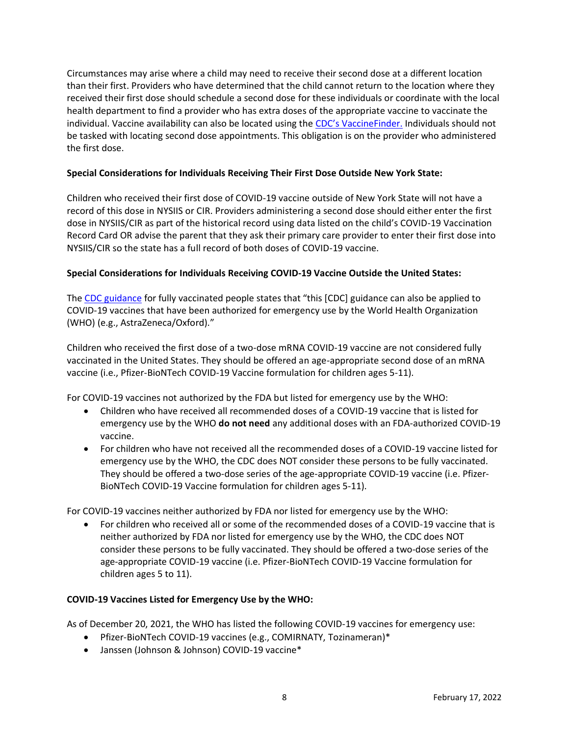Circumstances may arise where a child may need to receive their second dose at a different location than their first. Providers who have determined that the child cannot return to the location where they received their first dose should schedule a second dose for these individuals or coordinate with the local health department to find a provider who has extra doses of the appropriate vaccine to vaccinate the individual. Vaccine availability can also be located using the [CDC's VaccineFinder.](#) Individuals should not be tasked with locating second dose appointments. This obligation is on the provider who administered the first dose.

**Special Considerations for Individuals Receiving Their First Dose Outside New York State:**

Children who received their first dose of COVID-19 vaccine outside of New York State will not have a record of this dose in NYSIIS or CIR. Providers administering a second dose should either enter the first dose in NYSIIS/CIR as part of the historical record using data listed on the child's COVID-19 Vaccination Record Card OR advise the parent that they ask their primary care provider to enter their first dose into NYSIIS/CIR so the state has a full record of both doses of COVID-19 vaccine.

**Special Considerations for Individuals Receiving COVID-19 Vaccine Outside the United States:**

The [CDC guidance](#) for fully vaccinated people states that "this [CDC] guidance can also be applied to COVID-19 vaccines that have been authorized for emergency use by the World Health Organization (WHO) (e.g., AstraZeneca/Oxford)."

Children who received the first dose of a two-dose mRNA COVID-19 vaccine are not considered fully vaccinated in the United States. They should be offered an age-appropriate second dose of an mRNA vaccine (i.e., Pfizer-BioNTech COVID-19 Vaccine formulation for children ages 5-11).

For COVID-19 vaccines not authorized by the FDA but listed for emergency use by the WHO:

- Children who have received all recommended doses of a COVID-19 vaccine that is listed for emergency use by the WHO **do not need** any additional doses with an FDA-authorized COVID-19 vaccine.
- For children who have not received all the recommended doses of a COVID-19 vaccine listed for emergency use by the WHO, the CDC does NOT consider these persons to be fully vaccinated. They should be offered a two-dose series of the age-appropriate COVID-19 vaccine (i.e. Pfizer-BioNTech COVID-19 Vaccine formulation for children ages 5-11).

For COVID-19 vaccines neither authorized by FDA nor listed for emergency use by the WHO:

- For children who received all or some of the recommended doses of a COVID-19 vaccine that is neither authorized by FDA nor listed for emergency use by the WHO, the CDC does NOT consider these persons to be fully vaccinated. They should be offered a two-dose series of the age-appropriate COVID-19 vaccine (i.e. Pfizer-BioNTech COVID-19 Vaccine formulation for children ages 5 to 11).

**COVID-19 Vaccines Listed for Emergency Use by the WHO:**

As of December 20, 2021, the WHO has listed the following COVID-19 vaccines for emergency use:

- Pfizer-BioNTech COVID-19 vaccines (e.g., COMIRNATY, Tozinameran)*
- Janssen (Johnson & Johnson) COVID-19 vaccine*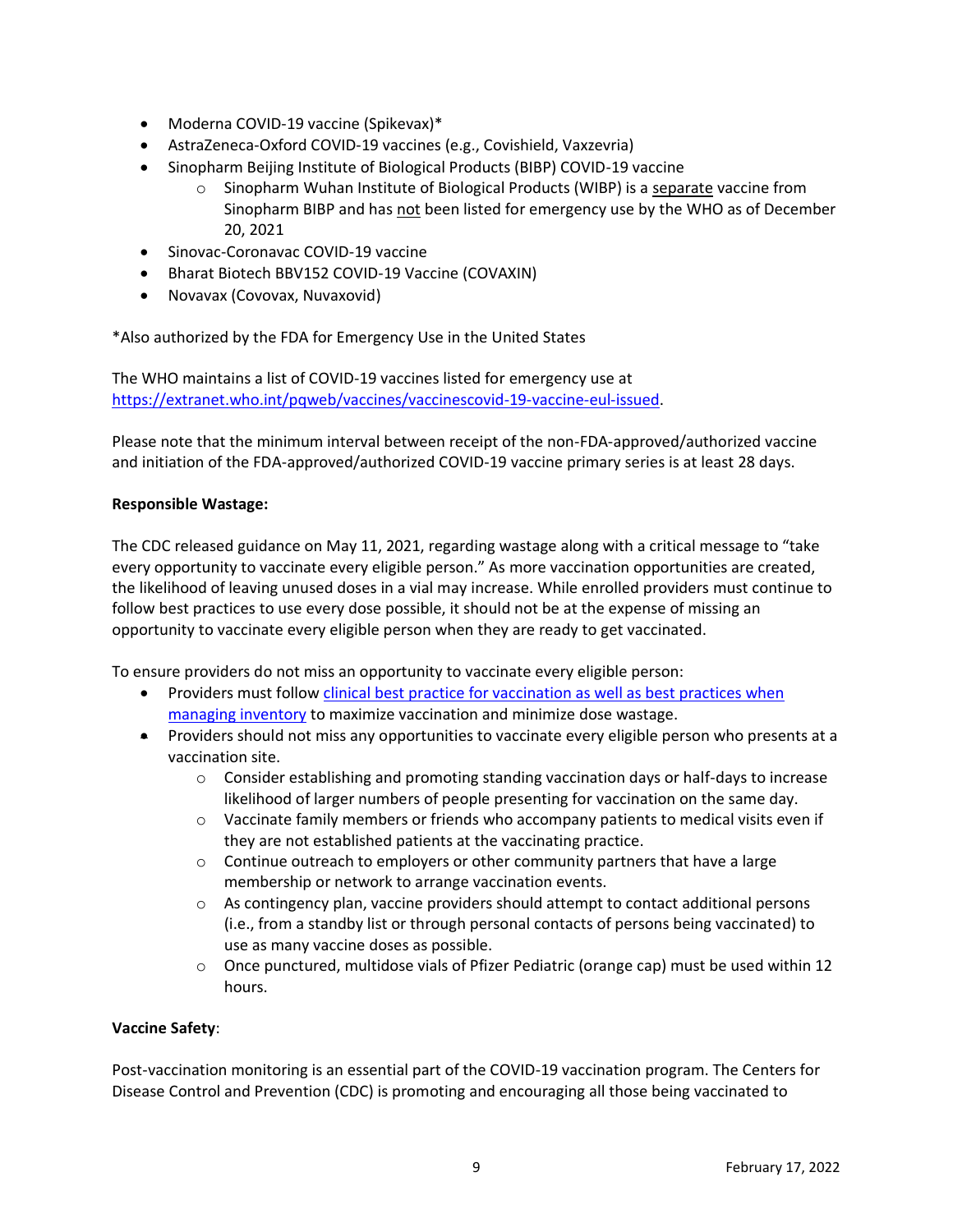- Moderna COVID-19 vaccine (Spikevax)*
- AstraZeneca-Oxford COVID-19 vaccines (e.g., Covishield, Vaxzevria)
- Sinopharm Beijing Institute of Biological Products (BIBP) COVID-19 vaccine
  - Sinopharm Wuhan Institute of Biological Products (WIBP) is a separate vaccine from Sinopharm BIBP and has not been listed for emergency use by the WHO as of December 20, 2021
- Sinovac-Coronavac COVID-19 vaccine
- Bharat Biotech BBV152 COVID-19 Vaccine (COVAXIN)
- Novavax (Covovax, Nuvaxovid)

*Also authorized by the FDA for Emergency Use in the United States

The WHO maintains a list of COVID-19 vaccines listed for emergency use at [https://extranet.who.int/pqweb/vaccines/vaccinescovid-19-vaccine-eul-issued](https://extranet.who.int/pqweb/vaccines/vaccinescovid-19-vaccine-eul-issued).

Please note that the minimum interval between receipt of the non-FDA-approved/authorized vaccine and initiation of the FDA-approved/authorized COVID-19 vaccine primary series is at least 28 days.

**Responsible Wastage:**

The CDC released guidance on May 11, 2021, regarding wastage along with a critical message to "take every opportunity to vaccinate every eligible person." As more vaccination opportunities are created, the likelihood of leaving unused doses in a vial may increase. While enrolled providers must continue to follow best practices to use every dose possible, it should not be at the expense of missing an opportunity to vaccinate every eligible person when they are ready to get vaccinated.

To ensure providers do not miss an opportunity to vaccinate every eligible person:

- Providers must follow clinical best practice for vaccination as well as best practices when managing inventory to maximize vaccination and minimize dose wastage.
- Providers should not miss any opportunities to vaccinate every eligible person who presents at a vaccination site.
  - Consider establishing and promoting standing vaccination days or half-days to increase likelihood of larger numbers of people presenting for vaccination on the same day.
  - Vaccinate family members or friends who accompany patients to medical visits even if they are not established patients at the vaccinating practice.
  - Continue outreach to employers or other community partners that have a large membership or network to arrange vaccination events.
  - As contingency plan, vaccine providers should attempt to contact additional persons (i.e., from a standby list or through personal contacts of persons being vaccinated) to use as many vaccine doses as possible.
  - Once punctured, multidose vials of Pfizer Pediatric (orange cap) must be used within 12 hours.

**Vaccine Safety**:

Post-vaccination monitoring is an essential part of the COVID-19 vaccination program. The Centers for Disease Control and Prevention (CDC) is promoting and encouraging all those being vaccinated to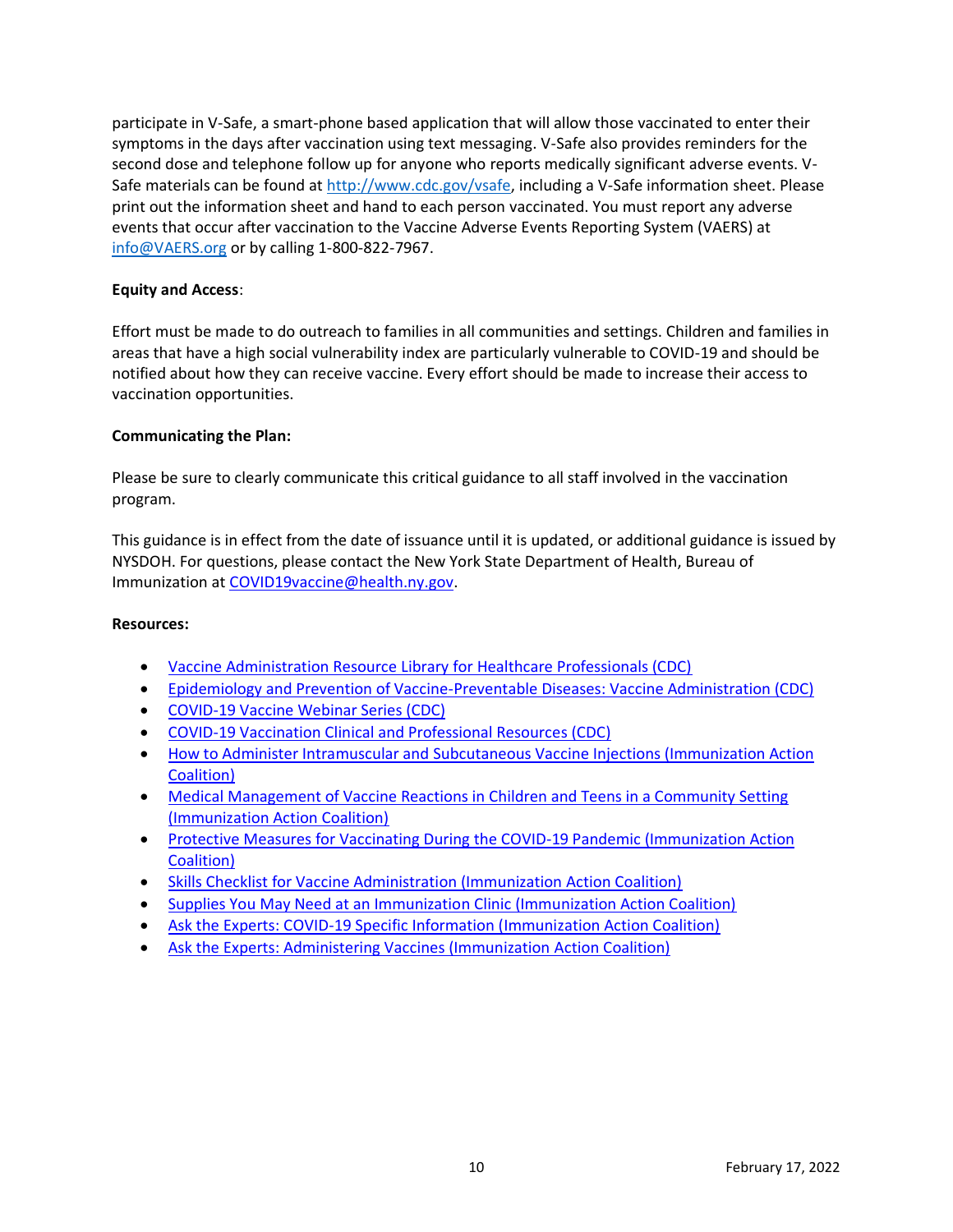participate in V-Safe, a smart-phone based application that will allow those vaccinated to enter their symptoms in the days after vaccination using text messaging. V-Safe also provides reminders for the second dose and telephone follow up for anyone who reports medically significant adverse events. V-Safe materials can be found at [http://www.cdc.gov/vsafe](http://www.cdc.gov/vsafe), including a V-Safe information sheet. Please print out the information sheet and hand to each person vaccinated. You must report any adverse events that occur after vaccination to the Vaccine Adverse Events Reporting System (VAERS) at [info@VAERS.org](mailto:info@VAERS.org) or by calling 1-800-822-7967.

**Equity and Access**:

Effort must be made to do outreach to families in all communities and settings. Children and families in areas that have a high social vulnerability index are particularly vulnerable to COVID-19 and should be notified about how they can receive vaccine. Every effort should be made to increase their access to vaccination opportunities.

**Communicating the Plan:**

Please be sure to clearly communicate this critical guidance to all staff involved in the vaccination program.

This guidance is in effect from the date of issuance until it is updated, or additional guidance is issued by NYSDOH. For questions, please contact the New York State Department of Health, Bureau of Immunization at [COVID19vaccine@health.ny.gov](mailto:COVID19vaccine@health.ny.gov).

**Resources:**

- Vaccine Administration Resource Library for Healthcare Professionals (CDC)
- Epidemiology and Prevention of Vaccine-Preventable Diseases: Vaccine Administration (CDC)
- COVID-19 Vaccine Webinar Series (CDC)
- COVID-19 Vaccination Clinical and Professional Resources (CDC)
- How to Administer Intramuscular and Subcutaneous Vaccine Injections (Immunization Action Coalition)
- Medical Management of Vaccine Reactions in Children and Teens in a Community Setting (Immunization Action Coalition)
- Protective Measures for Vaccinating During the COVID-19 Pandemic (Immunization Action Coalition)
- Skills Checklist for Vaccine Administration (Immunization Action Coalition)
- Supplies You May Need at an Immunization Clinic (Immunization Action Coalition)
- Ask the Experts: COVID-19 Specific Information (Immunization Action Coalition)
- Ask the Experts: Administering Vaccines (Immunization Action Coalition)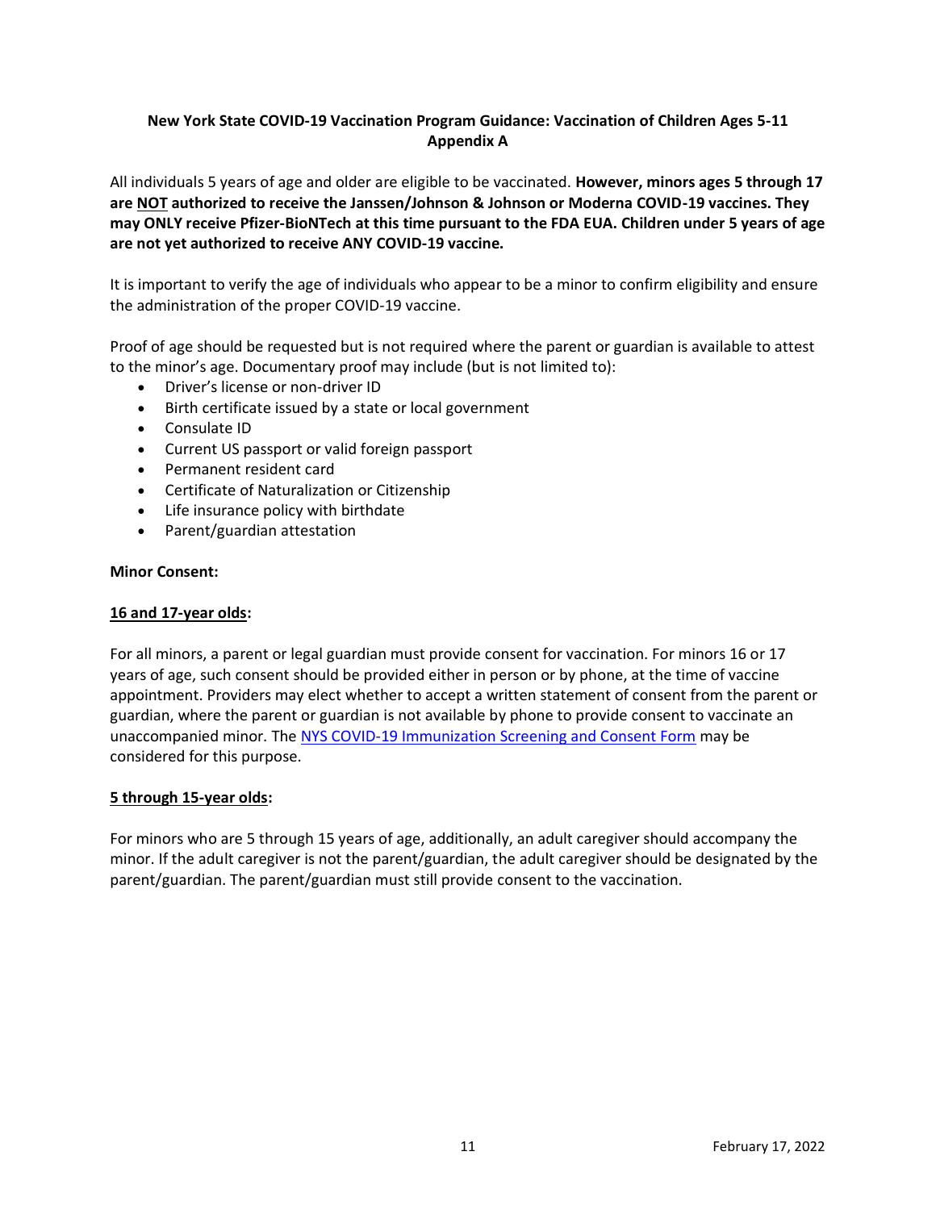**New York State COVID-19 Vaccination Program Guidance: Vaccination of Children Ages 5-11**
**Appendix A**

All individuals 5 years of age and older are eligible to be vaccinated. **However, minors ages 5 through 17 are NOT authorized to receive the Janssen/Johnson & Johnson or Moderna COVID-19 vaccines. They may ONLY receive Pfizer-BioNTech at this time pursuant to the FDA EUA. Children under 5 years of age are not yet authorized to receive ANY COVID-19 vaccine.**

It is important to verify the age of individuals who appear to be a minor to confirm eligibility and ensure the administration of the proper COVID-19 vaccine.

Proof of age should be requested but is not required where the parent or guardian is available to attest to the minor's age. Documentary proof may include (but is not limited to):

- Driver's license or non-driver ID
- Birth certificate issued by a state or local government
- Consulate ID
- Current US passport or valid foreign passport
- Permanent resident card
- Certificate of Naturalization or Citizenship
- Life insurance policy with birthdate
- Parent/guardian attestation

**Minor Consent:**

**16 and 17-year olds:**

For all minors, a parent or legal guardian must provide consent for vaccination. For minors 16 or 17 years of age, such consent should be provided either in person or by phone, at the time of vaccine appointment. Providers may elect whether to accept a written statement of consent from the parent or guardian, where the parent or guardian is not available by phone to provide consent to vaccinate an unaccompanied minor. The NYS COVID-19 Immunization Screening and Consent Form may be considered for this purpose.

**5 through 15-year olds:**

For minors who are 5 through 15 years of age, additionally, an adult caregiver should accompany the minor. If the adult caregiver is not the parent/guardian, the adult caregiver should be designated by the parent/guardian. The parent/guardian must still provide consent to the vaccination.

February 17, 2022